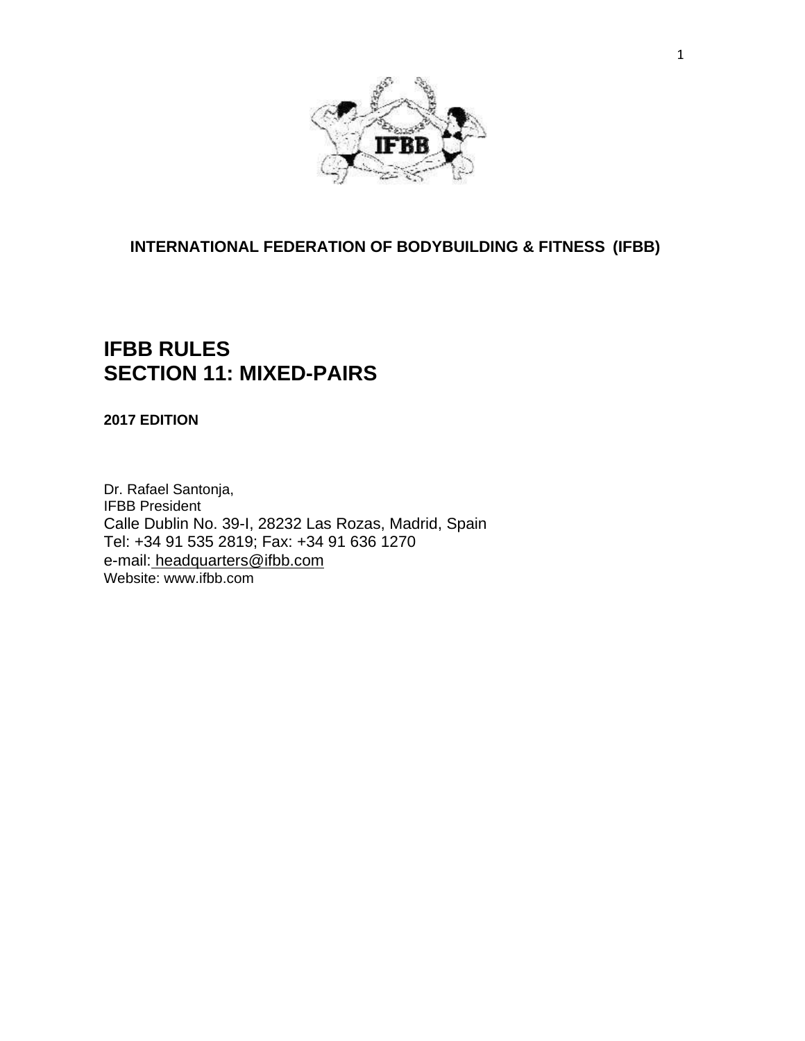**INTERNATIONAL FEDERATION OF BODYBUILDING & FITNESS (IFBB)**

# IFBB RULES
# SECTION 11: MIXED-PAIRS

**2017 EDITION**

Dr. Rafael Santonja,
IFBB President
Calle Dublin No. 39-I, 28232 Las Rozas, Madrid, Spain
Tel: +34 91 535 2819; Fax: +34 91 636 1270
e-mail: headquarters@ifbb.com
Website: www.ifbb.com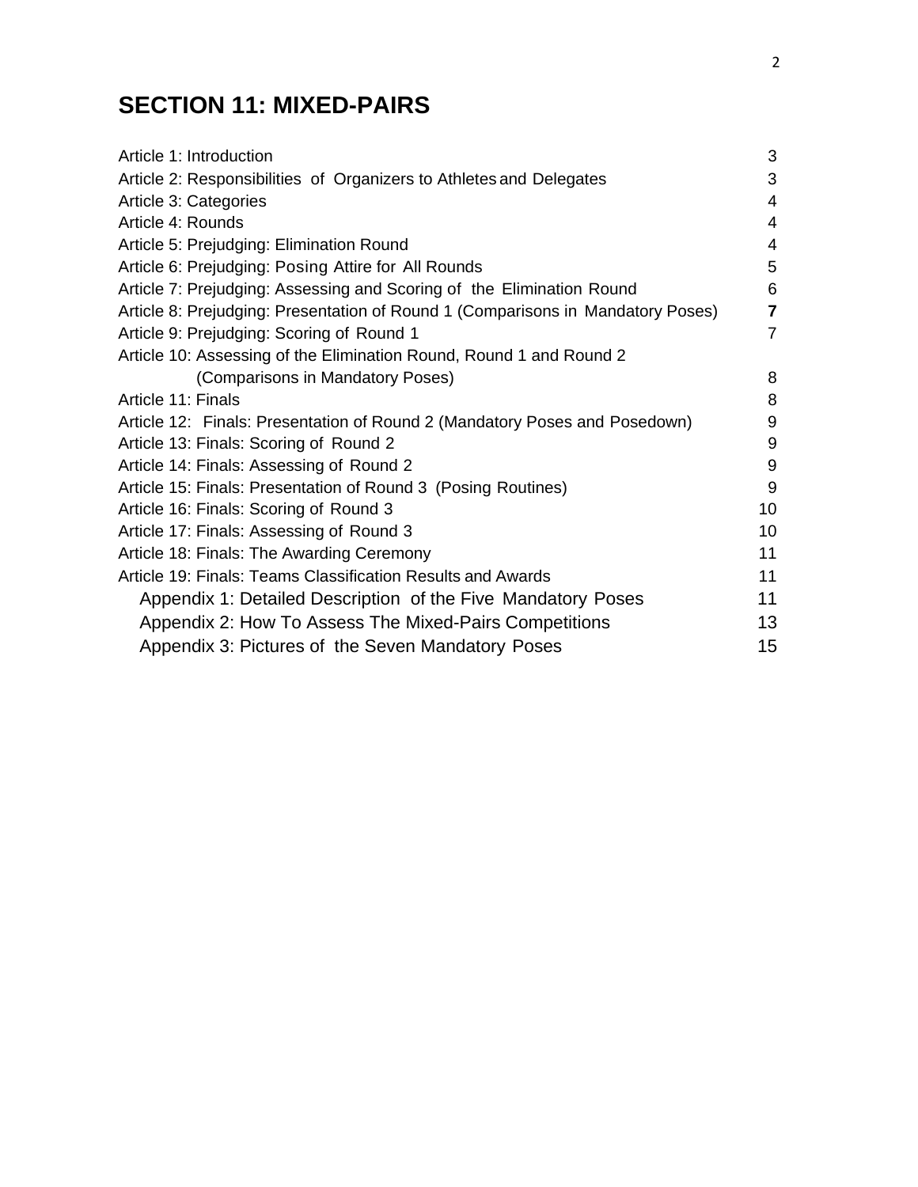# SECTION 11: MIXED-PAIRS

| | |
|---|---|
| Article 1: Introduction | 3 |
| Article 2: Responsibilities of Organizers to Athletes and Delegates | 3 |
| Article 3: Categories | 4 |
| Article 4: Rounds | 4 |
| Article 5: Prejudging: Elimination Round | 4 |
| Article 6: Prejudging: Posing Attire for All Rounds | 5 |
| Article 7: Prejudging: Assessing and Scoring of the Elimination Round | 6 |
| Article 8: Prejudging: Presentation of Round 1 (Comparisons in Mandatory Poses) | **7** |
| Article 9: Prejudging: Scoring of Round 1 | 7 |
| Article 10: Assessing of the Elimination Round, Round 1 and Round 2 (Comparisons in Mandatory Poses) | 8 |
| Article 11: Finals | 8 |
| Article 12: Finals: Presentation of Round 2 (Mandatory Poses and Posedown) | 9 |
| Article 13: Finals: Scoring of Round 2 | 9 |
| Article 14: Finals: Assessing of Round 2 | 9 |
| Article 15: Finals: Presentation of Round 3 (Posing Routines) | 9 |
| Article 16: Finals: Scoring of Round 3 | 10 |
| Article 17: Finals: Assessing of Round 3 | 10 |
| Article 18: Finals: The Awarding Ceremony | 11 |
| Article 19: Finals: Teams Classification Results and Awards | 11 |
| Appendix 1: Detailed Description of the Five Mandatory Poses | 11 |
| Appendix 2: How To Assess The Mixed-Pairs Competitions | 13 |
| Appendix 3: Pictures of the Seven Mandatory Poses | 15 |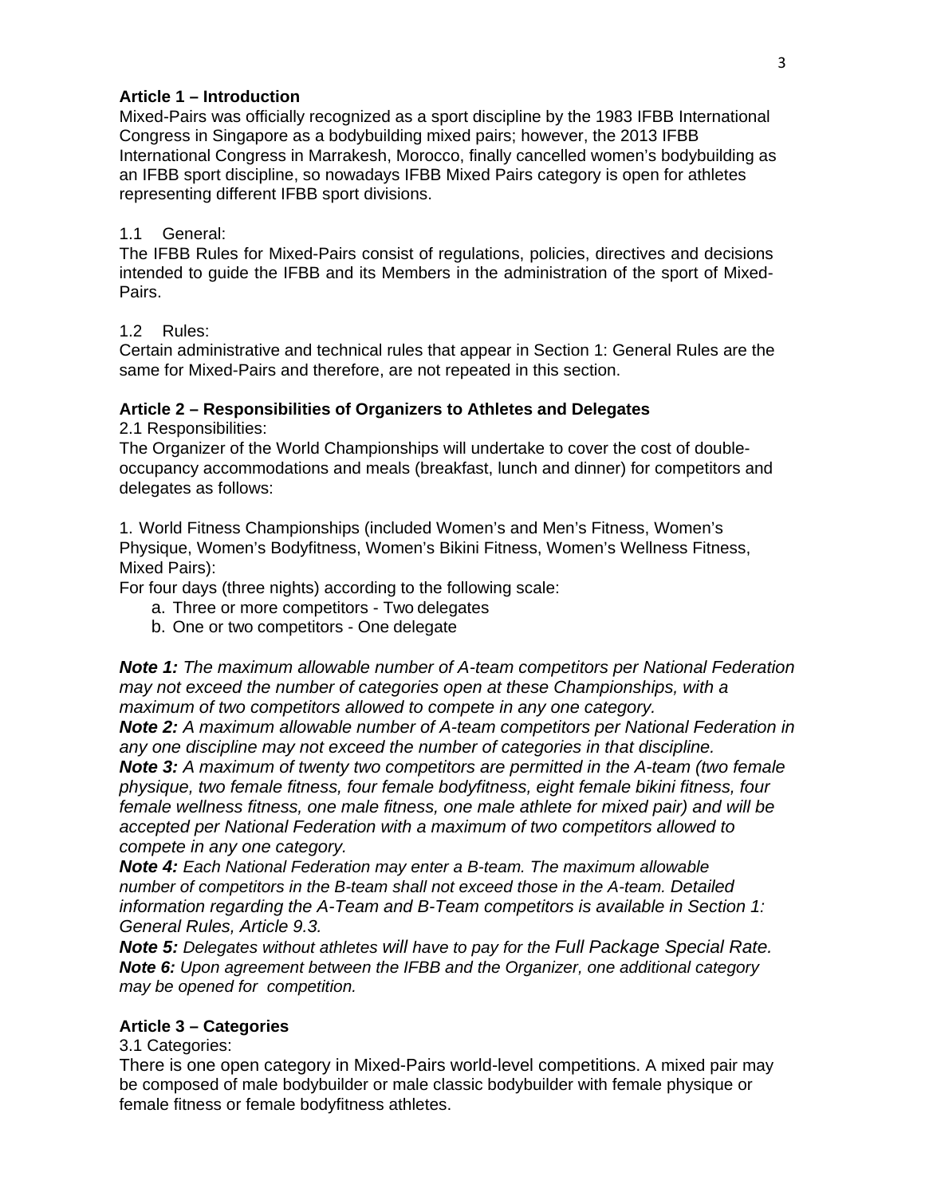**Article 1 – Introduction**

Mixed-Pairs was officially recognized as a sport discipline by the 1983 IFBB International Congress in Singapore as a bodybuilding mixed pairs; however, the 2013 IFBB International Congress in Marrakesh, Morocco, finally cancelled women's bodybuilding as an IFBB sport discipline, so nowadays IFBB Mixed Pairs category is open for athletes representing different IFBB sport divisions.

1.1 General:

The IFBB Rules for Mixed-Pairs consist of regulations, policies, directives and decisions intended to guide the IFBB and its Members in the administration of the sport of Mixed-Pairs.

1.2 Rules:

Certain administrative and technical rules that appear in Section 1: General Rules are the same for Mixed-Pairs and therefore, are not repeated in this section.

**Article 2 – Responsibilities of Organizers to Athletes and Delegates**

2.1 Responsibilities:

The Organizer of the World Championships will undertake to cover the cost of double-occupancy accommodations and meals (breakfast, lunch and dinner) for competitors and delegates as follows:

1. World Fitness Championships (included Women's and Men's Fitness, Women's Physique, Women's Bodyfitness, Women's Bikini Fitness, Women's Wellness Fitness, Mixed Pairs):

For four days (three nights) according to the following scale:

a. Three or more competitors - Two delegates
b. One or two competitors - One delegate

***Note 1:*** *The maximum allowable number of A-team competitors per National Federation may not exceed the number of categories open at these Championships, with a maximum of two competitors allowed to compete in any one category.*

***Note 2:*** *A maximum allowable number of A-team competitors per National Federation in any one discipline may not exceed the number of categories in that discipline.*

***Note 3:*** *A maximum of twenty two competitors are permitted in the A-team (two female physique, two female fitness, four female bodyfitness, eight female bikini fitness, four female wellness fitness, one male fitness, one male athlete for mixed pair) and will be accepted per National Federation with a maximum of two competitors allowed to compete in any one category.*

***Note 4:*** *Each National Federation may enter a B-team. The maximum allowable number of competitors in the B-team shall not exceed those in the A-team. Detailed information regarding the A-Team and B-Team competitors is available in Section 1: General Rules, Article 9.3.*

***Note 5:*** *Delegates without athletes will have to pay for the Full Package Special Rate.*

***Note 6:*** *Upon agreement between the IFBB and the Organizer, one additional category may be opened for competition.*

**Article 3 – Categories**

3.1 Categories:

There is one open category in Mixed-Pairs world-level competitions. A mixed pair may be composed of male bodybuilder or male classic bodybuilder with female physique or female fitness or female bodyfitness athletes.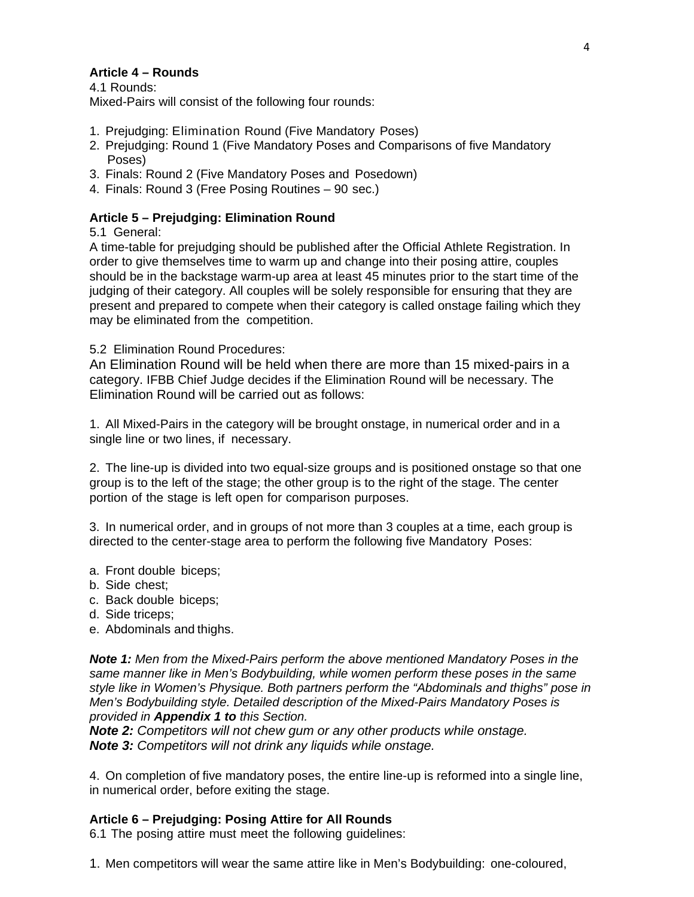**Article 4 – Rounds**

4.1 Rounds:

Mixed-Pairs will consist of the following four rounds:

1. Prejudging: Elimination Round (Five Mandatory Poses)
2. Prejudging: Round 1 (Five Mandatory Poses and Comparisons of five Mandatory Poses)
3. Finals: Round 2 (Five Mandatory Poses and Posedown)
4. Finals: Round 3 (Free Posing Routines – 90 sec.)

**Article 5 – Prejudging: Elimination Round**

5.1 General:

A time-table for prejudging should be published after the Official Athlete Registration. In order to give themselves time to warm up and change into their posing attire, couples should be in the backstage warm-up area at least 45 minutes prior to the start time of the judging of their category. All couples will be solely responsible for ensuring that they are present and prepared to compete when their category is called onstage failing which they may be eliminated from the competition.

5.2 Elimination Round Procedures:

An Elimination Round will be held when there are more than 15 mixed-pairs in a category. IFBB Chief Judge decides if the Elimination Round will be necessary. The Elimination Round will be carried out as follows:

1. All Mixed-Pairs in the category will be brought onstage, in numerical order and in a single line or two lines, if necessary.

2. The line-up is divided into two equal-size groups and is positioned onstage so that one group is to the left of the stage; the other group is to the right of the stage. The center portion of the stage is left open for comparison purposes.

3. In numerical order, and in groups of not more than 3 couples at a time, each group is directed to the center-stage area to perform the following five Mandatory Poses:

a. Front double biceps;
b. Side chest;
c. Back double biceps;
d. Side triceps;
e. Abdominals and thighs.

***Note 1:*** *Men from the Mixed-Pairs perform the above mentioned Mandatory Poses in the same manner like in Men's Bodybuilding, while women perform these poses in the same style like in Women's Physique. Both partners perform the "Abdominals and thighs" pose in Men's Bodybuilding style. Detailed description of the Mixed-Pairs Mandatory Poses is provided in* ***Appendix 1 to*** *this Section.*

***Note 2:*** *Competitors will not chew gum or any other products while onstage.*

***Note 3:*** *Competitors will not drink any liquids while onstage.*

4. On completion of five mandatory poses, the entire line-up is reformed into a single line, in numerical order, before exiting the stage.

**Article 6 – Prejudging: Posing Attire for All Rounds**

6.1 The posing attire must meet the following guidelines:

1. Men competitors will wear the same attire like in Men's Bodybuilding: one-coloured,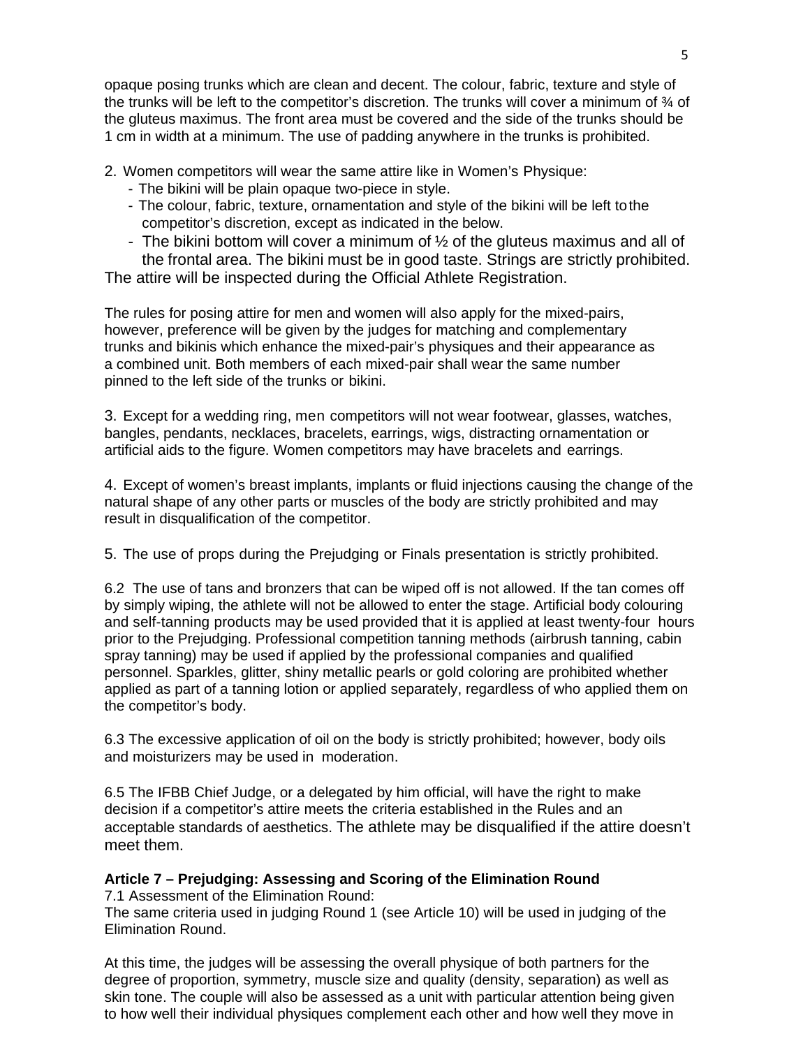opaque posing trunks which are clean and decent. The colour, fabric, texture and style of the trunks will be left to the competitor's discretion. The trunks will cover a minimum of ¾ of the gluteus maximus. The front area must be covered and the side of the trunks should be 1 cm in width at a minimum. The use of padding anywhere in the trunks is prohibited.

2. Women competitors will wear the same attire like in Women's Physique:
   - The bikini will be plain opaque two-piece in style.
   - The colour, fabric, texture, ornamentation and style of the bikini will be left to the competitor's discretion, except as indicated in the below.
   - The bikini bottom will cover a minimum of ½ of the gluteus maximus and all of the frontal area. The bikini must be in good taste. Strings are strictly prohibited.

The attire will be inspected during the Official Athlete Registration.

The rules for posing attire for men and women will also apply for the mixed-pairs, however, preference will be given by the judges for matching and complementary trunks and bikinis which enhance the mixed-pair's physiques and their appearance as a combined unit. Both members of each mixed-pair shall wear the same number pinned to the left side of the trunks or bikini.

3. Except for a wedding ring, men competitors will not wear footwear, glasses, watches, bangles, pendants, necklaces, bracelets, earrings, wigs, distracting ornamentation or artificial aids to the figure. Women competitors may have bracelets and earrings.

4. Except of women's breast implants, implants or fluid injections causing the change of the natural shape of any other parts or muscles of the body are strictly prohibited and may result in disqualification of the competitor.

5. The use of props during the Prejudging or Finals presentation is strictly prohibited.

6.2 The use of tans and bronzers that can be wiped off is not allowed. If the tan comes off by simply wiping, the athlete will not be allowed to enter the stage. Artificial body colouring and self-tanning products may be used provided that it is applied at least twenty-four hours prior to the Prejudging. Professional competition tanning methods (airbrush tanning, cabin spray tanning) may be used if applied by the professional companies and qualified personnel. Sparkles, glitter, shiny metallic pearls or gold coloring are prohibited whether applied as part of a tanning lotion or applied separately, regardless of who applied them on the competitor's body.

6.3 The excessive application of oil on the body is strictly prohibited; however, body oils and moisturizers may be used in moderation.

6.5 The IFBB Chief Judge, or a delegated by him official, will have the right to make decision if a competitor's attire meets the criteria established in the Rules and an acceptable standards of aesthetics. The athlete may be disqualified if the attire doesn't meet them.

**Article 7 – Prejudging: Assessing and Scoring of the Elimination Round**

7.1 Assessment of the Elimination Round:
The same criteria used in judging Round 1 (see Article 10) will be used in judging of the Elimination Round.

At this time, the judges will be assessing the overall physique of both partners for the degree of proportion, symmetry, muscle size and quality (density, separation) as well as skin tone. The couple will also be assessed as a unit with particular attention being given to how well their individual physiques complement each other and how well they move in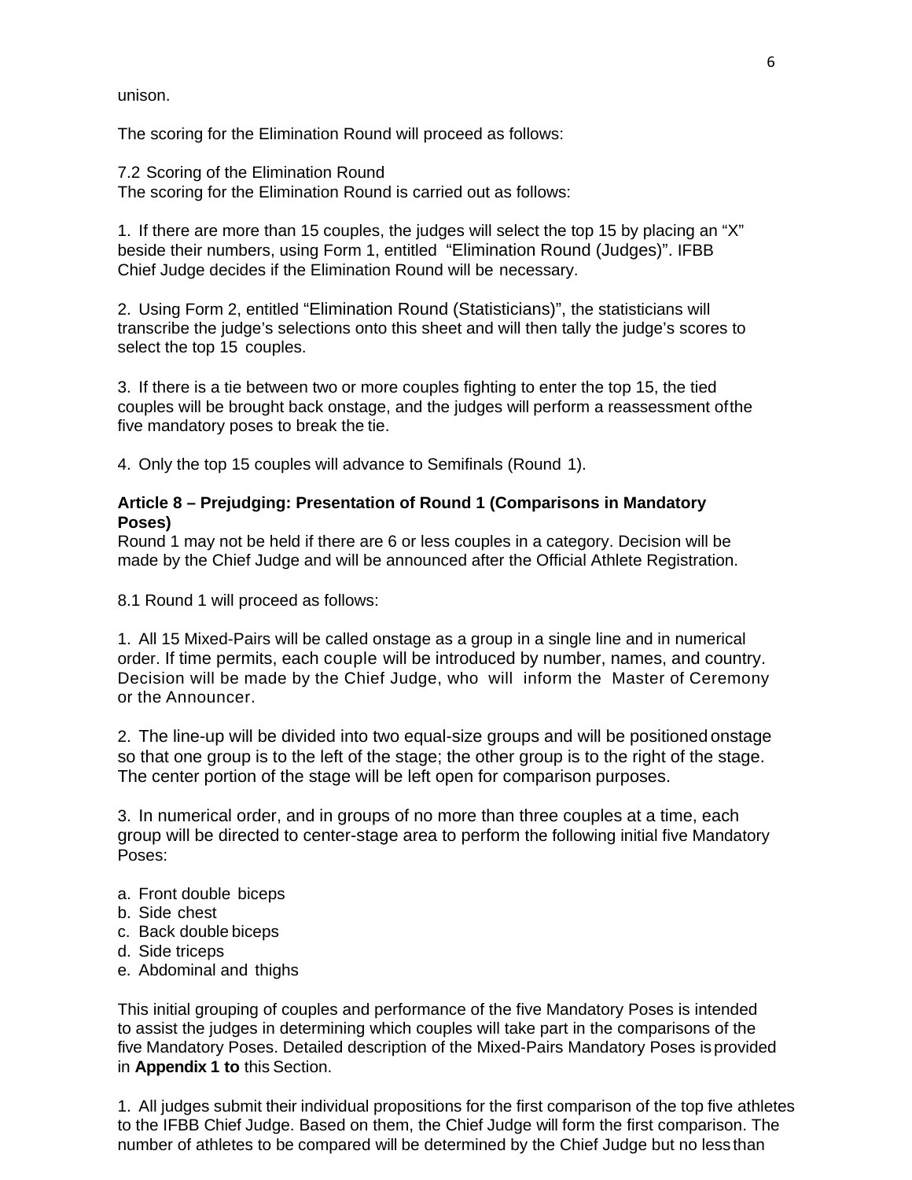unison.

The scoring for the Elimination Round will proceed as follows:

7.2 Scoring of the Elimination Round
The scoring for the Elimination Round is carried out as follows:

1. If there are more than 15 couples, the judges will select the top 15 by placing an "X" beside their numbers, using Form 1, entitled "Elimination Round (Judges)". IFBB Chief Judge decides if the Elimination Round will be necessary.

2. Using Form 2, entitled "Elimination Round (Statisticians)", the statisticians will transcribe the judge's selections onto this sheet and will then tally the judge's scores to select the top 15 couples.

3. If there is a tie between two or more couples fighting to enter the top 15, the tied couples will be brought back onstage, and the judges will perform a reassessment of the five mandatory poses to break the tie.

4. Only the top 15 couples will advance to Semifinals (Round 1).

**Article 8 – Prejudging: Presentation of Round 1 (Comparisons in Mandatory Poses)**

Round 1 may not be held if there are 6 or less couples in a category. Decision will be made by the Chief Judge and will be announced after the Official Athlete Registration.

8.1 Round 1 will proceed as follows:

1. All 15 Mixed-Pairs will be called onstage as a group in a single line and in numerical order. If time permits, each couple will be introduced by number, names, and country. Decision will be made by the Chief Judge, who will inform the Master of Ceremony or the Announcer.

2. The line-up will be divided into two equal-size groups and will be positioned onstage so that one group is to the left of the stage; the other group is to the right of the stage. The center portion of the stage will be left open for comparison purposes.

3. In numerical order, and in groups of no more than three couples at a time, each group will be directed to center-stage area to perform the following initial five Mandatory Poses:

a. Front double biceps
b. Side chest
c. Back double biceps
d. Side triceps
e. Abdominal and thighs

This initial grouping of couples and performance of the five Mandatory Poses is intended to assist the judges in determining which couples will take part in the comparisons of the five Mandatory Poses. Detailed description of the Mixed-Pairs Mandatory Poses is provided in **Appendix 1 to** this Section.

1. All judges submit their individual propositions for the first comparison of the top five athletes to the IFBB Chief Judge. Based on them, the Chief Judge will form the first comparison. The number of athletes to be compared will be determined by the Chief Judge but no less than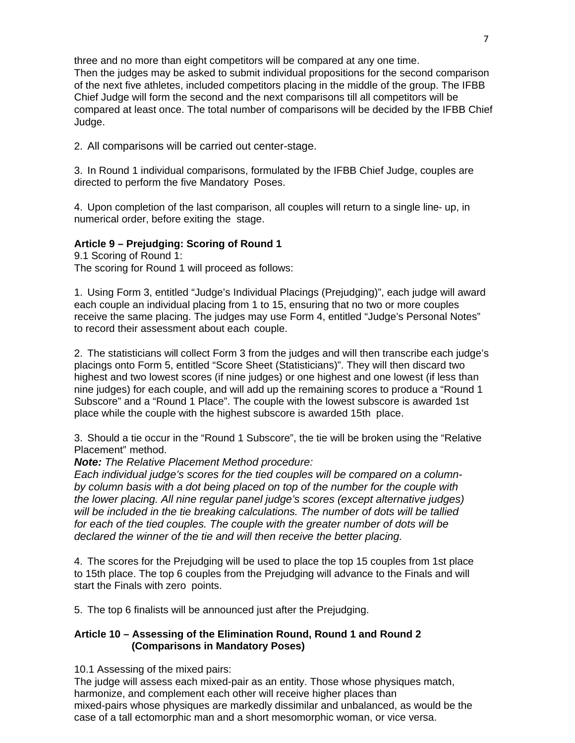three and no more than eight competitors will be compared at any one time.
Then the judges may be asked to submit individual propositions for the second comparison of the next five athletes, included competitors placing in the middle of the group. The IFBB Chief Judge will form the second and the next comparisons till all competitors will be compared at least once. The total number of comparisons will be decided by the IFBB Chief Judge.

2. All comparisons will be carried out center-stage.

3. In Round 1 individual comparisons, formulated by the IFBB Chief Judge, couples are directed to perform the five Mandatory Poses.

4. Upon completion of the last comparison, all couples will return to a single line- up, in numerical order, before exiting the stage.

**Article 9 – Prejudging: Scoring of Round 1**

9.1 Scoring of Round 1:
The scoring for Round 1 will proceed as follows:

1. Using Form 3, entitled "Judge's Individual Placings (Prejudging)", each judge will award each couple an individual placing from 1 to 15, ensuring that no two or more couples receive the same placing. The judges may use Form 4, entitled "Judge's Personal Notes" to record their assessment about each couple.

2. The statisticians will collect Form 3 from the judges and will then transcribe each judge's placings onto Form 5, entitled "Score Sheet (Statisticians)". They will then discard two highest and two lowest scores (if nine judges) or one highest and one lowest (if less than nine judges) for each couple, and will add up the remaining scores to produce a "Round 1 Subscore" and a "Round 1 Place". The couple with the lowest subscore is awarded 1st place while the couple with the highest subscore is awarded 15th place.

3. Should a tie occur in the "Round 1 Subscore", the tie will be broken using the "Relative Placement" method.
***Note:*** *The Relative Placement Method procedure:*
*Each individual judge's scores for the tied couples will be compared on a column-by column basis with a dot being placed on top of the number for the couple with the lower placing. All nine regular panel judge's scores (except alternative judges) will be included in the tie breaking calculations. The number of dots will be tallied for each of the tied couples. The couple with the greater number of dots will be declared the winner of the tie and will then receive the better placing.*

4. The scores for the Prejudging will be used to place the top 15 couples from 1st place to 15th place. The top 6 couples from the Prejudging will advance to the Finals and will start the Finals with zero points.

5. The top 6 finalists will be announced just after the Prejudging.

**Article 10 – Assessing of the Elimination Round, Round 1 and Round 2 (Comparisons in Mandatory Poses)**

10.1 Assessing of the mixed pairs:
The judge will assess each mixed-pair as an entity. Those whose physiques match, harmonize, and complement each other will receive higher places than mixed-pairs whose physiques are markedly dissimilar and unbalanced, as would be the case of a tall ectomorphic man and a short mesomorphic woman, or vice versa.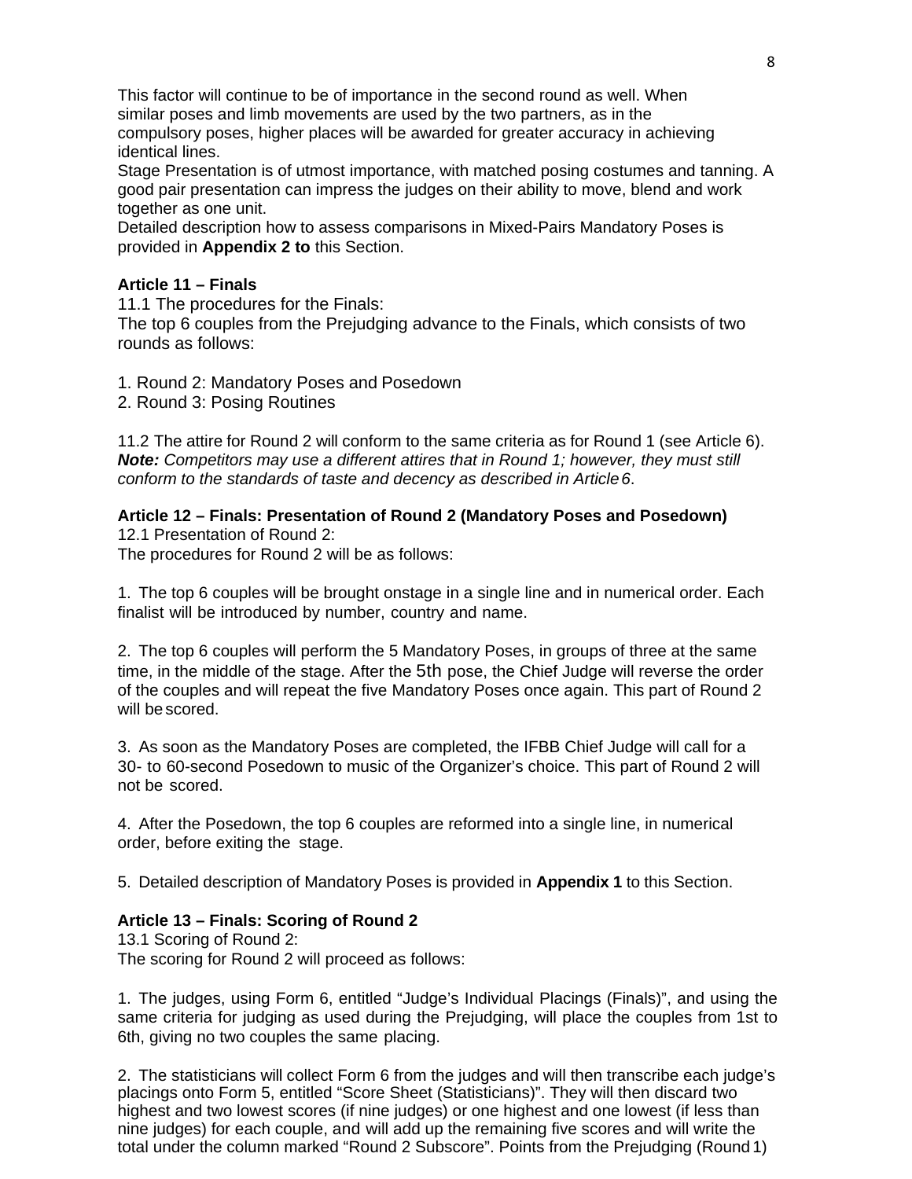This factor will continue to be of importance in the second round as well. When similar poses and limb movements are used by the two partners, as in the compulsory poses, higher places will be awarded for greater accuracy in achieving identical lines.

Stage Presentation is of utmost importance, with matched posing costumes and tanning. A good pair presentation can impress the judges on their ability to move, blend and work together as one unit.

Detailed description how to assess comparisons in Mixed-Pairs Mandatory Poses is provided in **Appendix 2 to** this Section.

**Article 11 – Finals**

11.1 The procedures for the Finals:

The top 6 couples from the Prejudging advance to the Finals, which consists of two rounds as follows:

1. Round 2: Mandatory Poses and Posedown
2. Round 3: Posing Routines

11.2 The attire for Round 2 will conform to the same criteria as for Round 1 (see Article 6).

***Note:*** *Competitors may use a different attires that in Round 1; however, they must still conform to the standards of taste and decency as described in Article 6*.

**Article 12 – Finals: Presentation of Round 2 (Mandatory Poses and Posedown)**

12.1 Presentation of Round 2:

The procedures for Round 2 will be as follows:

1. The top 6 couples will be brought onstage in a single line and in numerical order. Each finalist will be introduced by number, country and name.

2. The top 6 couples will perform the 5 Mandatory Poses, in groups of three at the same time, in the middle of the stage. After the 5th pose, the Chief Judge will reverse the order of the couples and will repeat the five Mandatory Poses once again. This part of Round 2 will be scored.

3. As soon as the Mandatory Poses are completed, the IFBB Chief Judge will call for a 30- to 60-second Posedown to music of the Organizer's choice. This part of Round 2 will not be scored.

4. After the Posedown, the top 6 couples are reformed into a single line, in numerical order, before exiting the stage.

5. Detailed description of Mandatory Poses is provided in **Appendix 1** to this Section.

**Article 13 – Finals: Scoring of Round 2**

13.1 Scoring of Round 2:

The scoring for Round 2 will proceed as follows:

1. The judges, using Form 6, entitled "Judge's Individual Placings (Finals)", and using the same criteria for judging as used during the Prejudging, will place the couples from 1st to 6th, giving no two couples the same placing.

2. The statisticians will collect Form 6 from the judges and will then transcribe each judge's placings onto Form 5, entitled "Score Sheet (Statisticians)". They will then discard two highest and two lowest scores (if nine judges) or one highest and one lowest (if less than nine judges) for each couple, and will add up the remaining five scores and will write the total under the column marked "Round 2 Subscore". Points from the Prejudging (Round 1)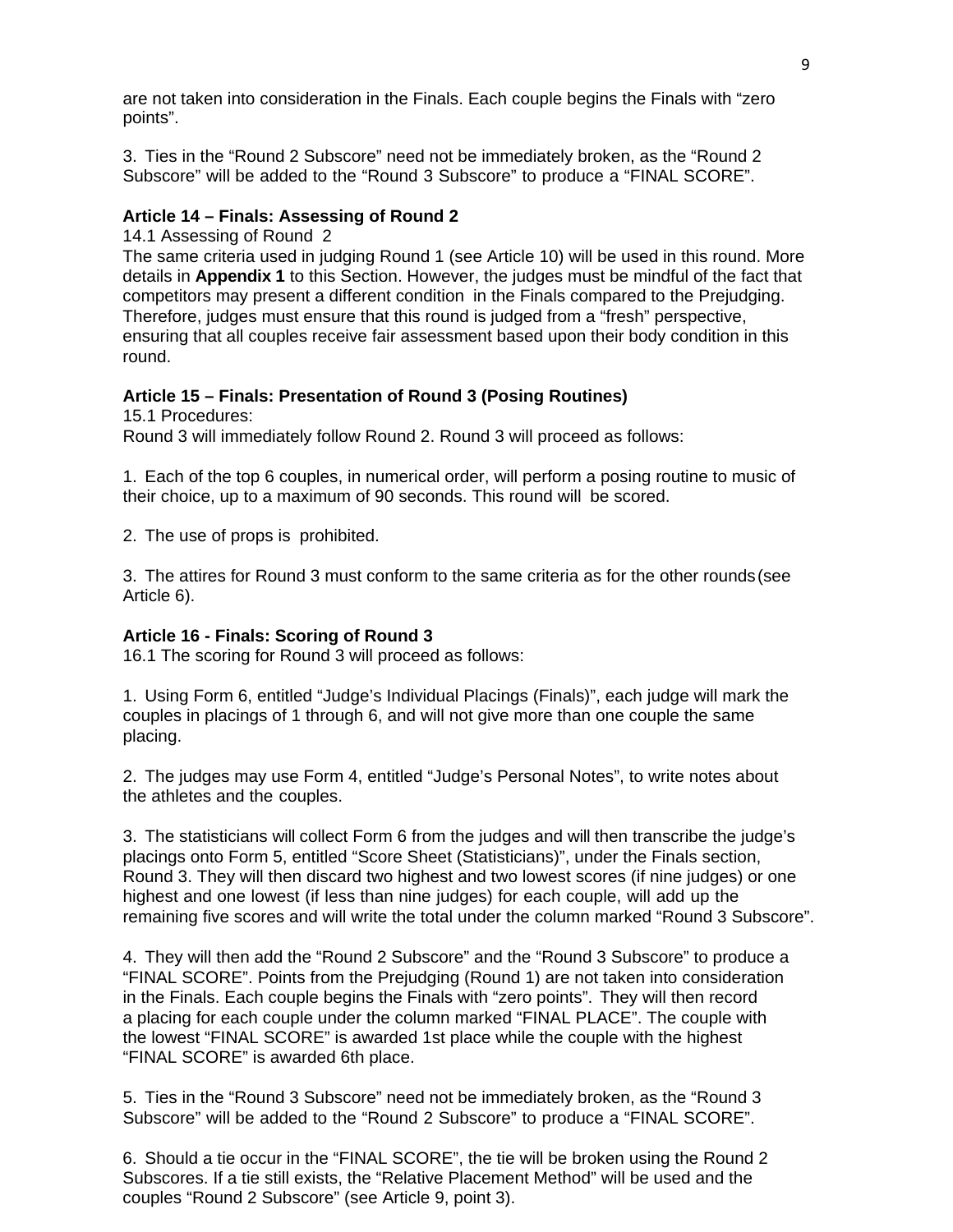are not taken into consideration in the Finals. Each couple begins the Finals with "zero points".

3. Ties in the "Round 2 Subscore" need not be immediately broken, as the "Round 2 Subscore" will be added to the "Round 3 Subscore" to produce a "FINAL SCORE".

**Article 14 – Finals: Assessing of Round 2**

14.1 Assessing of Round 2

The same criteria used in judging Round 1 (see Article 10) will be used in this round. More details in **Appendix 1** to this Section. However, the judges must be mindful of the fact that competitors may present a different condition in the Finals compared to the Prejudging. Therefore, judges must ensure that this round is judged from a "fresh" perspective, ensuring that all couples receive fair assessment based upon their body condition in this round.

**Article 15 – Finals: Presentation of Round 3 (Posing Routines)**

15.1 Procedures:

Round 3 will immediately follow Round 2. Round 3 will proceed as follows:

1. Each of the top 6 couples, in numerical order, will perform a posing routine to music of their choice, up to a maximum of 90 seconds. This round will be scored.

2. The use of props is prohibited.

3. The attires for Round 3 must conform to the same criteria as for the other rounds (see Article 6).

**Article 16 - Finals: Scoring of Round 3**

16.1 The scoring for Round 3 will proceed as follows:

1. Using Form 6, entitled "Judge's Individual Placings (Finals)", each judge will mark the couples in placings of 1 through 6, and will not give more than one couple the same placing.

2. The judges may use Form 4, entitled "Judge's Personal Notes", to write notes about the athletes and the couples.

3. The statisticians will collect Form 6 from the judges and will then transcribe the judge's placings onto Form 5, entitled "Score Sheet (Statisticians)", under the Finals section, Round 3. They will then discard two highest and two lowest scores (if nine judges) or one highest and one lowest (if less than nine judges) for each couple, will add up the remaining five scores and will write the total under the column marked "Round 3 Subscore".

4. They will then add the "Round 2 Subscore" and the "Round 3 Subscore" to produce a "FINAL SCORE". Points from the Prejudging (Round 1) are not taken into consideration in the Finals. Each couple begins the Finals with "zero points". They will then record a placing for each couple under the column marked "FINAL PLACE". The couple with the lowest "FINAL SCORE" is awarded 1st place while the couple with the highest "FINAL SCORE" is awarded 6th place.

5. Ties in the "Round 3 Subscore" need not be immediately broken, as the "Round 3 Subscore" will be added to the "Round 2 Subscore" to produce a "FINAL SCORE".

6. Should a tie occur in the "FINAL SCORE", the tie will be broken using the Round 2 Subscores. If a tie still exists, the "Relative Placement Method" will be used and the couples "Round 2 Subscore" (see Article 9, point 3).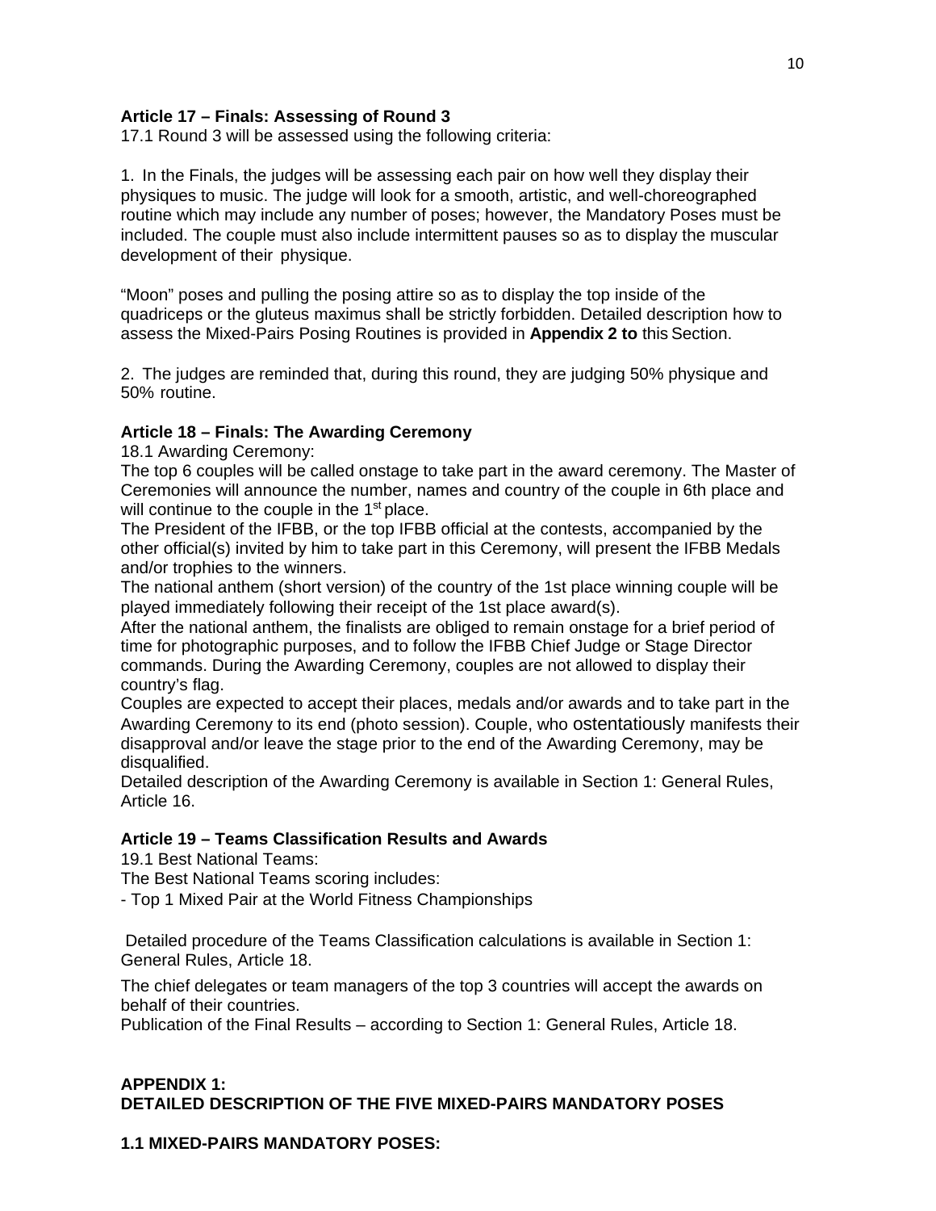**Article 17 – Finals: Assessing of Round 3**

17.1 Round 3 will be assessed using the following criteria:

1. In the Finals, the judges will be assessing each pair on how well they display their physiques to music. The judge will look for a smooth, artistic, and well-choreographed routine which may include any number of poses; however, the Mandatory Poses must be included. The couple must also include intermittent pauses so as to display the muscular development of their physique.

"Moon" poses and pulling the posing attire so as to display the top inside of the quadriceps or the gluteus maximus shall be strictly forbidden. Detailed description how to assess the Mixed-Pairs Posing Routines is provided in **Appendix 2 to** this Section.

2. The judges are reminded that, during this round, they are judging 50% physique and 50% routine.

**Article 18 – Finals: The Awarding Ceremony**

18.1 Awarding Ceremony:

The top 6 couples will be called onstage to take part in the award ceremony. The Master of Ceremonies will announce the number, names and country of the couple in 6th place and will continue to the couple in the 1st place.

The President of the IFBB, or the top IFBB official at the contests, accompanied by the other official(s) invited by him to take part in this Ceremony, will present the IFBB Medals and/or trophies to the winners.

The national anthem (short version) of the country of the 1st place winning couple will be played immediately following their receipt of the 1st place award(s).

After the national anthem, the finalists are obliged to remain onstage for a brief period of time for photographic purposes, and to follow the IFBB Chief Judge or Stage Director commands. During the Awarding Ceremony, couples are not allowed to display their country's flag.

Couples are expected to accept their places, medals and/or awards and to take part in the Awarding Ceremony to its end (photo session). Couple, who ostentatiously manifests their disapproval and/or leave the stage prior to the end of the Awarding Ceremony, may be disqualified.

Detailed description of the Awarding Ceremony is available in Section 1: General Rules, Article 16.

**Article 19 – Teams Classification Results and Awards**

19.1 Best National Teams:

The Best National Teams scoring includes:

- Top 1 Mixed Pair at the World Fitness Championships

Detailed procedure of the Teams Classification calculations is available in Section 1: General Rules, Article 18.

The chief delegates or team managers of the top 3 countries will accept the awards on behalf of their countries.

Publication of the Final Results – according to Section 1: General Rules, Article 18.

**APPENDIX 1:**
**DETAILED DESCRIPTION OF THE FIVE MIXED-PAIRS MANDATORY POSES**

**1.1 MIXED-PAIRS MANDATORY POSES:**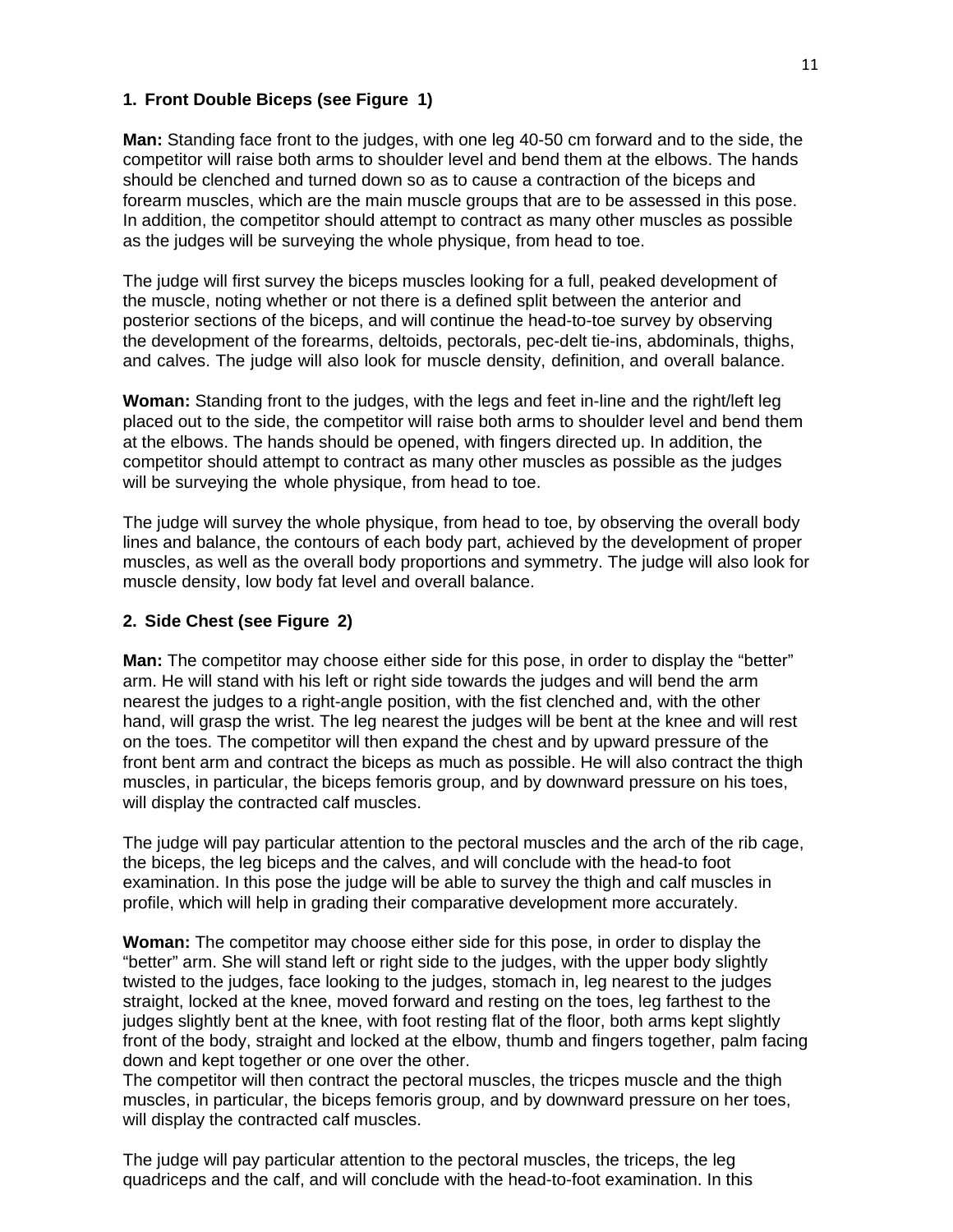**1. Front Double Biceps (see Figure 1)**

**Man:** Standing face front to the judges, with one leg 40-50 cm forward and to the side, the competitor will raise both arms to shoulder level and bend them at the elbows. The hands should be clenched and turned down so as to cause a contraction of the biceps and forearm muscles, which are the main muscle groups that are to be assessed in this pose. In addition, the competitor should attempt to contract as many other muscles as possible as the judges will be surveying the whole physique, from head to toe.

The judge will first survey the biceps muscles looking for a full, peaked development of the muscle, noting whether or not there is a defined split between the anterior and posterior sections of the biceps, and will continue the head-to-toe survey by observing the development of the forearms, deltoids, pectorals, pec-delt tie-ins, abdominals, thighs, and calves. The judge will also look for muscle density, definition, and overall balance.

**Woman:** Standing front to the judges, with the legs and feet in-line and the right/left leg placed out to the side, the competitor will raise both arms to shoulder level and bend them at the elbows. The hands should be opened, with fingers directed up. In addition, the competitor should attempt to contract as many other muscles as possible as the judges will be surveying the whole physique, from head to toe.

The judge will survey the whole physique, from head to toe, by observing the overall body lines and balance, the contours of each body part, achieved by the development of proper muscles, as well as the overall body proportions and symmetry. The judge will also look for muscle density, low body fat level and overall balance.

**2. Side Chest (see Figure 2)**

**Man:** The competitor may choose either side for this pose, in order to display the "better" arm. He will stand with his left or right side towards the judges and will bend the arm nearest the judges to a right-angle position, with the fist clenched and, with the other hand, will grasp the wrist. The leg nearest the judges will be bent at the knee and will rest on the toes. The competitor will then expand the chest and by upward pressure of the front bent arm and contract the biceps as much as possible. He will also contract the thigh muscles, in particular, the biceps femoris group, and by downward pressure on his toes, will display the contracted calf muscles.

The judge will pay particular attention to the pectoral muscles and the arch of the rib cage, the biceps, the leg biceps and the calves, and will conclude with the head-to foot examination. In this pose the judge will be able to survey the thigh and calf muscles in profile, which will help in grading their comparative development more accurately.

**Woman:** The competitor may choose either side for this pose, in order to display the "better" arm. She will stand left or right side to the judges, with the upper body slightly twisted to the judges, face looking to the judges, stomach in, leg nearest to the judges straight, locked at the knee, moved forward and resting on the toes, leg farthest to the judges slightly bent at the knee, with foot resting flat of the floor, both arms kept slightly front of the body, straight and locked at the elbow, thumb and fingers together, palm facing down and kept together or one over the other.
The competitor will then contract the pectoral muscles, the tricpes muscle and the thigh muscles, in particular, the biceps femoris group, and by downward pressure on her toes, will display the contracted calf muscles.

The judge will pay particular attention to the pectoral muscles, the triceps, the leg quadriceps and the calf, and will conclude with the head-to-foot examination. In this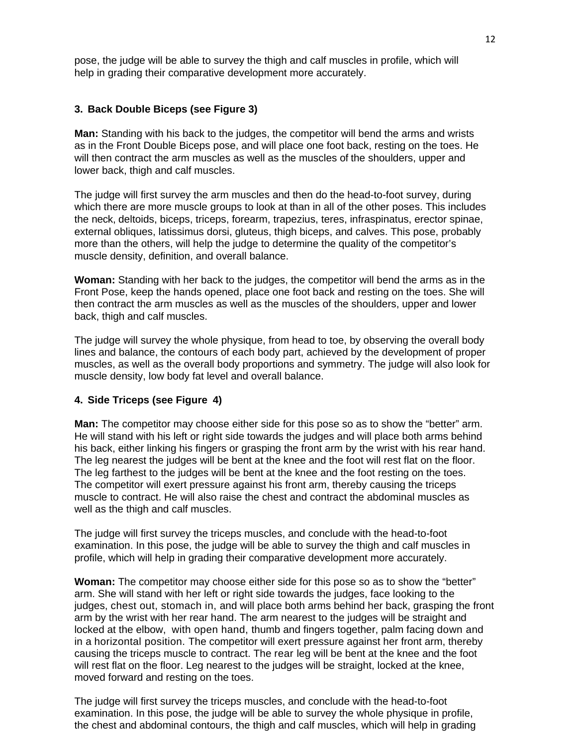pose, the judge will be able to survey the thigh and calf muscles in profile, which will help in grading their comparative development more accurately.

**3. Back Double Biceps (see Figure 3)**

**Man:** Standing with his back to the judges, the competitor will bend the arms and wrists as in the Front Double Biceps pose, and will place one foot back, resting on the toes. He will then contract the arm muscles as well as the muscles of the shoulders, upper and lower back, thigh and calf muscles.

The judge will first survey the arm muscles and then do the head-to-foot survey, during which there are more muscle groups to look at than in all of the other poses. This includes the neck, deltoids, biceps, triceps, forearm, trapezius, teres, infraspinatus, erector spinae, external obliques, latissimus dorsi, gluteus, thigh biceps, and calves. This pose, probably more than the others, will help the judge to determine the quality of the competitor's muscle density, definition, and overall balance.

**Woman:** Standing with her back to the judges, the competitor will bend the arms as in the Front Pose, keep the hands opened, place one foot back and resting on the toes. She will then contract the arm muscles as well as the muscles of the shoulders, upper and lower back, thigh and calf muscles.

The judge will survey the whole physique, from head to toe, by observing the overall body lines and balance, the contours of each body part, achieved by the development of proper muscles, as well as the overall body proportions and symmetry. The judge will also look for muscle density, low body fat level and overall balance.

**4. Side Triceps (see Figure 4)**

**Man:** The competitor may choose either side for this pose so as to show the "better" arm. He will stand with his left or right side towards the judges and will place both arms behind his back, either linking his fingers or grasping the front arm by the wrist with his rear hand. The leg nearest the judges will be bent at the knee and the foot will rest flat on the floor. The leg farthest to the judges will be bent at the knee and the foot resting on the toes. The competitor will exert pressure against his front arm, thereby causing the triceps muscle to contract. He will also raise the chest and contract the abdominal muscles as well as the thigh and calf muscles.

The judge will first survey the triceps muscles, and conclude with the head-to-foot examination. In this pose, the judge will be able to survey the thigh and calf muscles in profile, which will help in grading their comparative development more accurately.

**Woman:** The competitor may choose either side for this pose so as to show the "better" arm. She will stand with her left or right side towards the judges, face looking to the judges, chest out, stomach in, and will place both arms behind her back, grasping the front arm by the wrist with her rear hand. The arm nearest to the judges will be straight and locked at the elbow, with open hand, thumb and fingers together, palm facing down and in a horizontal position. The competitor will exert pressure against her front arm, thereby causing the triceps muscle to contract. The rear leg will be bent at the knee and the foot will rest flat on the floor. Leg nearest to the judges will be straight, locked at the knee, moved forward and resting on the toes.

The judge will first survey the triceps muscles, and conclude with the head-to-foot examination. In this pose, the judge will be able to survey the whole physique in profile, the chest and abdominal contours, the thigh and calf muscles, which will help in grading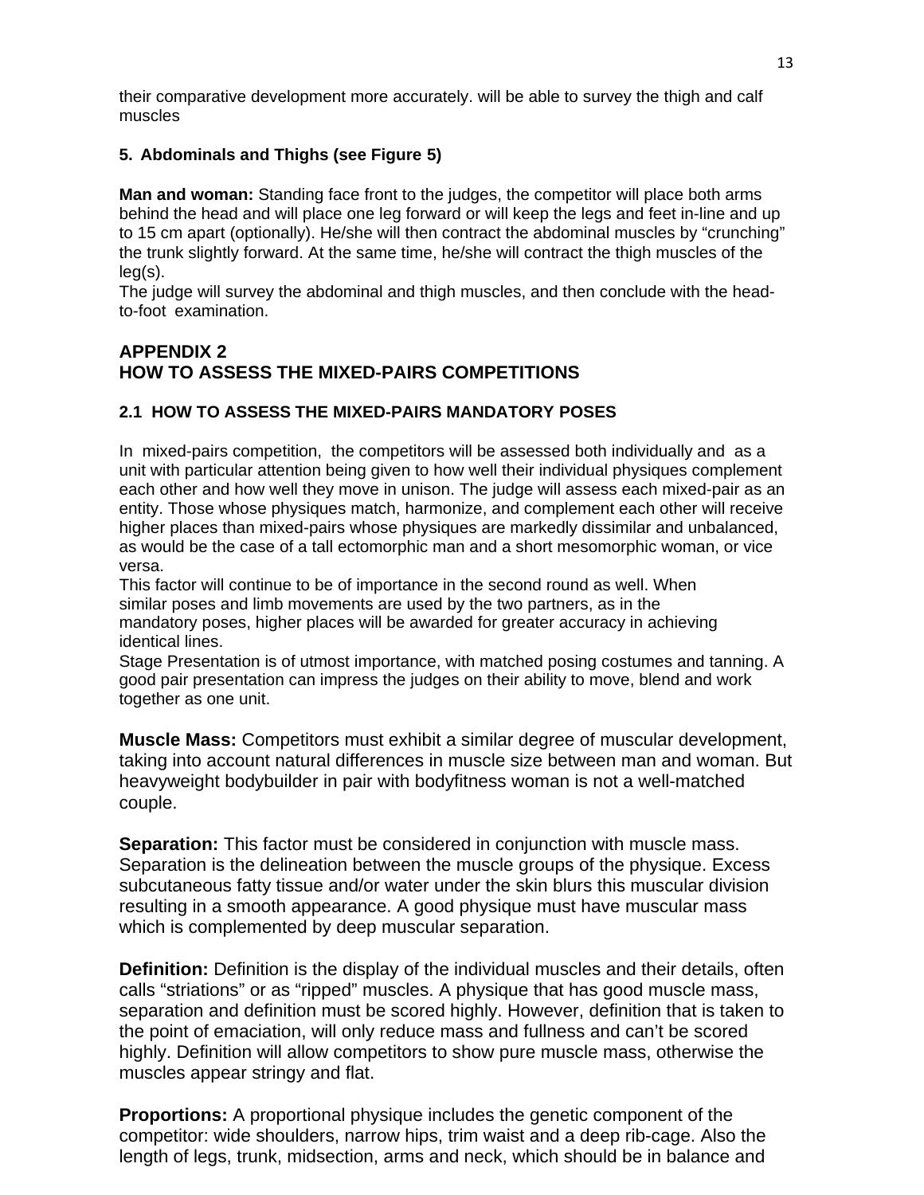their comparative development more accurately. will be able to survey the thigh and calf muscles

#### 5. Abdominals and Thighs (see Figure 5)

**Man and woman:** Standing face front to the judges, the competitor will place both arms behind the head and will place one leg forward or will keep the legs and feet in-line and up to 15 cm apart (optionally). He/she will then contract the abdominal muscles by “crunching” the trunk slightly forward. At the same time, he/she will contract the thigh muscles of the leg(s).
The judge will survey the abdominal and thigh muscles, and then conclude with the head-to-foot examination.

## APPENDIX 2
## HOW TO ASSESS THE MIXED-PAIRS COMPETITIONS

### 2.1 HOW TO ASSESS THE MIXED-PAIRS MANDATORY POSES

In mixed-pairs competition, the competitors will be assessed both individually and as a unit with particular attention being given to how well their individual physiques complement each other and how well they move in unison. The judge will assess each mixed-pair as an entity. Those whose physiques match, harmonize, and complement each other will receive higher places than mixed-pairs whose physiques are markedly dissimilar and unbalanced, as would be the case of a tall ectomorphic man and a short mesomorphic woman, or vice versa.
This factor will continue to be of importance in the second round as well. When similar poses and limb movements are used by the two partners, as in the mandatory poses, higher places will be awarded for greater accuracy in achieving identical lines.
Stage Presentation is of utmost importance, with matched posing costumes and tanning. A good pair presentation can impress the judges on their ability to move, blend and work together as one unit.

**Muscle Mass:** Competitors must exhibit a similar degree of muscular development, taking into account natural differences in muscle size between man and woman. But heavyweight bodybuilder in pair with bodyfitness woman is not a well-matched couple.

**Separation:** This factor must be considered in conjunction with muscle mass. Separation is the delineation between the muscle groups of the physique. Excess subcutaneous fatty tissue and/or water under the skin blurs this muscular division resulting in a smooth appearance. A good physique must have muscular mass which is complemented by deep muscular separation.

**Definition:** Definition is the display of the individual muscles and their details, often calls “striations” or as “ripped” muscles. A physique that has good muscle mass, separation and definition must be scored highly. However, definition that is taken to the point of emaciation, will only reduce mass and fullness and can’t be scored highly. Definition will allow competitors to show pure muscle mass, otherwise the muscles appear stringy and flat.

**Proportions:** A proportional physique includes the genetic component of the competitor: wide shoulders, narrow hips, trim waist and a deep rib-cage. Also the length of legs, trunk, midsection, arms and neck, which should be in balance and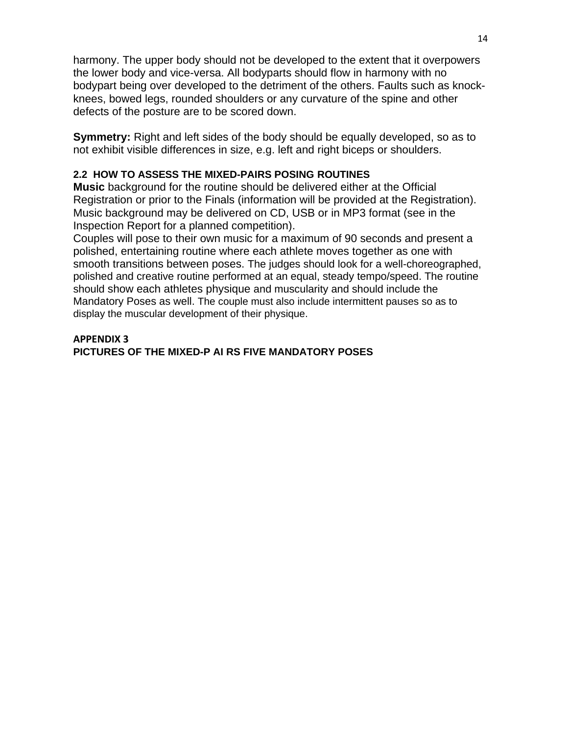harmony. The upper body should not be developed to the extent that it overpowers the lower body and vice-versa. All bodyparts should flow in harmony with no bodypart being over developed to the detriment of the others. Faults such as knock-knees, bowed legs, rounded shoulders or any curvature of the spine and other defects of the posture are to be scored down.

**Symmetry:** Right and left sides of the body should be equally developed, so as to not exhibit visible differences in size, e.g. left and right biceps or shoulders.

### 2.2 HOW TO ASSESS THE MIXED-PAIRS POSING ROUTINES

**Music** background for the routine should be delivered either at the Official Registration or prior to the Finals (information will be provided at the Registration). Music background may be delivered on CD, USB or in MP3 format (see in the Inspection Report for a planned competition).

Couples will pose to their own music for a maximum of 90 seconds and present a polished, entertaining routine where each athlete moves together as one with smooth transitions between poses. The judges should look for a well-choreographed, polished and creative routine performed at an equal, steady tempo/speed. The routine should show each athletes physique and muscularity and should include the Mandatory Poses as well. The couple must also include intermittent pauses so as to display the muscular development of their physique.

## APPENDIX 3

## PICTURES OF THE MIXED-P AI RS FIVE MANDATORY POSES